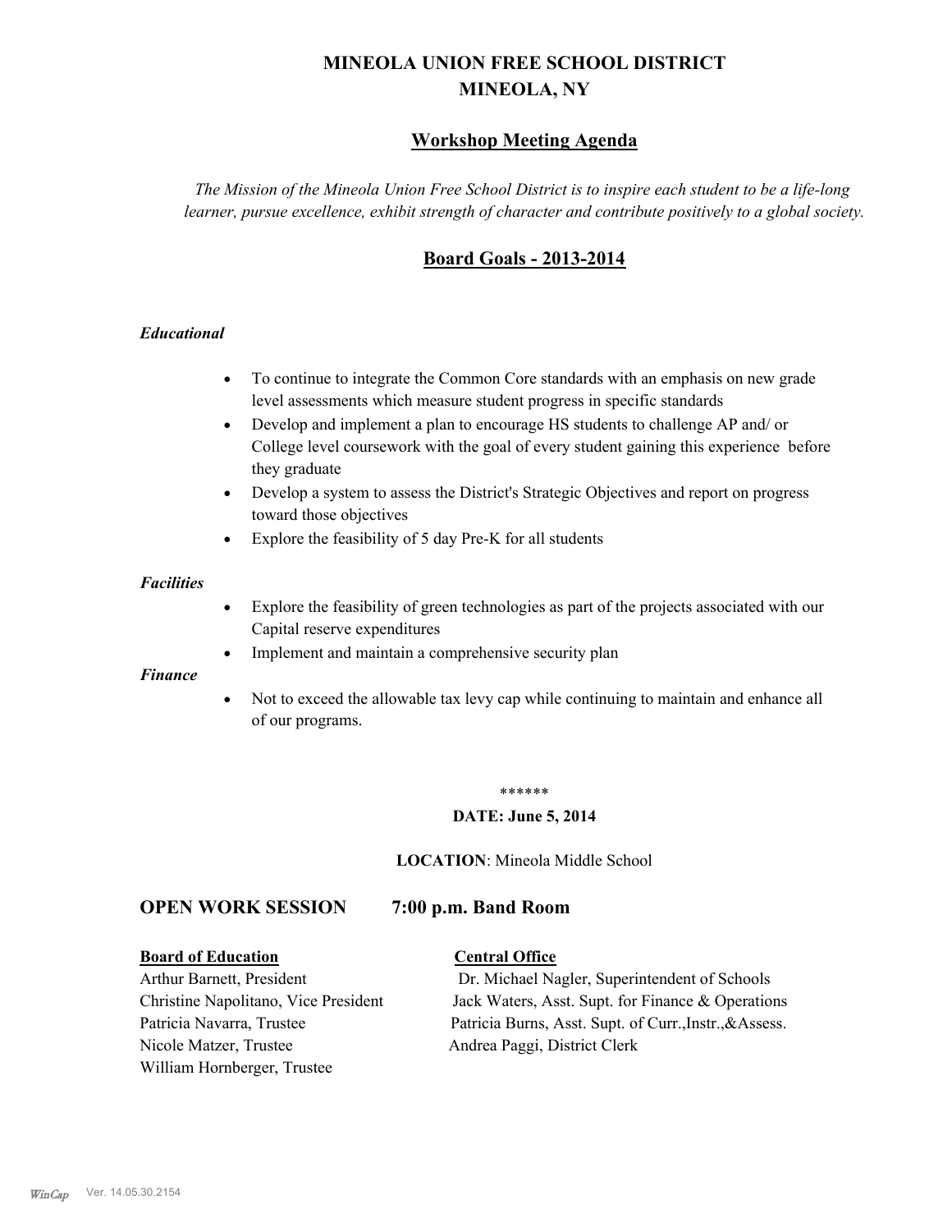# MINEOLA UNION FREE SCHOOL DISTRICT
# MINEOLA, NY

## Workshop Meeting Agenda

*The Mission of the Mineola Union Free School District is to inspire each student to be a life-long learner, pursue excellence, exhibit strength of character and contribute positively to a global society.*

## Board Goals - 2013-2014

### *Educational*

- To continue to integrate the Common Core standards with an emphasis on new grade level assessments which measure student progress in specific standards
- Develop and implement a plan to encourage HS students to challenge AP and/ or College level coursework with the goal of every student gaining this experience before they graduate
- Develop a system to assess the District's Strategic Objectives and report on progress toward those objectives
- Explore the feasibility of 5 day Pre-K for all students

### *Facilities*

- Explore the feasibility of green technologies as part of the projects associated with our Capital reserve expenditures
- Implement and maintain a comprehensive security plan

### *Finance*

- Not to exceed the allowable tax levy cap while continuing to maintain and enhance all of our programs.

******

**DATE: June 5, 2014**

**LOCATION**: Mineola Middle School

## OPEN WORK SESSION 7:00 p.m. Band Room

| **Board of Education** | **Central Office** |
| --- | --- |
| Arthur Barnett, President | Dr. Michael Nagler, Superintendent of Schools |
| Christine Napolitano, Vice President | Jack Waters, Asst. Supt. for Finance & Operations |
| Patricia Navarra, Trustee | Patricia Burns, Asst. Supt. of Curr.,Instr.,&Assess. |
| Nicole Matzer, Trustee | Andrea Paggi, District Clerk |
| William Hornberger, Trustee | |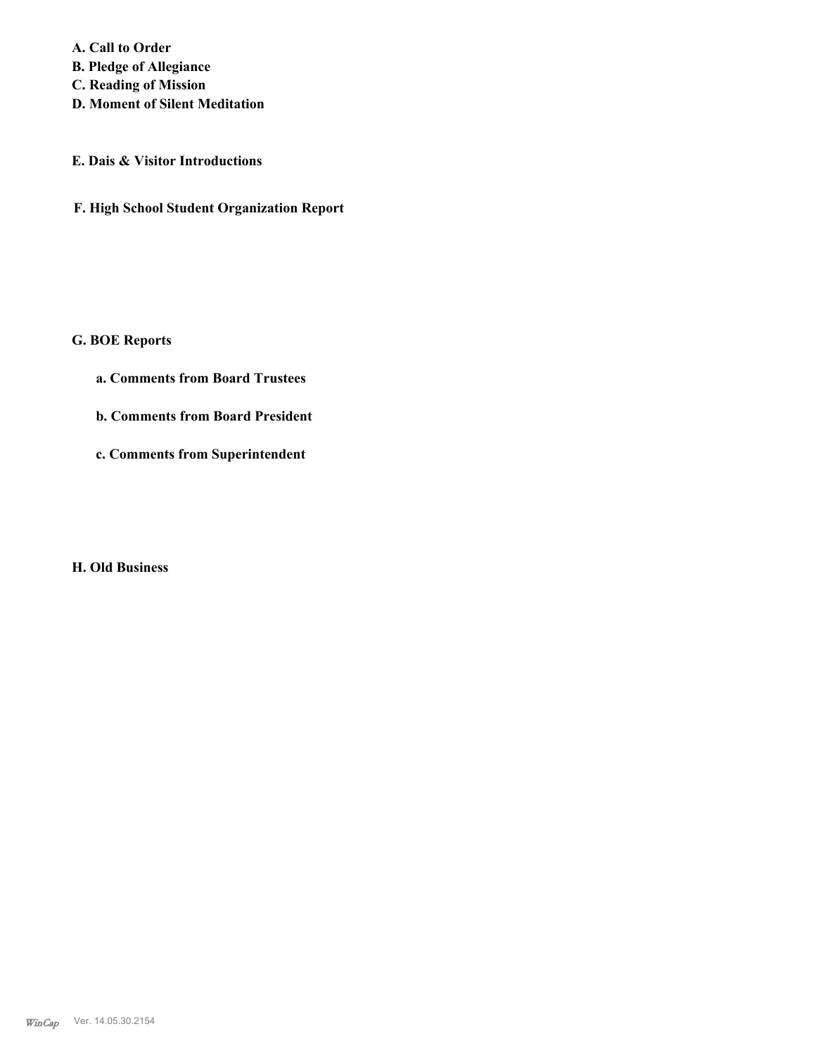**A. Call to Order**
**B. Pledge of Allegiance**
**C. Reading of Mission**
**D. Moment of Silent Meditation**

**E. Dais & Visitor Introductions**

**F. High School Student Organization Report**

**G. BOE Reports**

**a. Comments from Board Trustees**

**b. Comments from Board President**

**c. Comments from Superintendent**

**H. Old Business**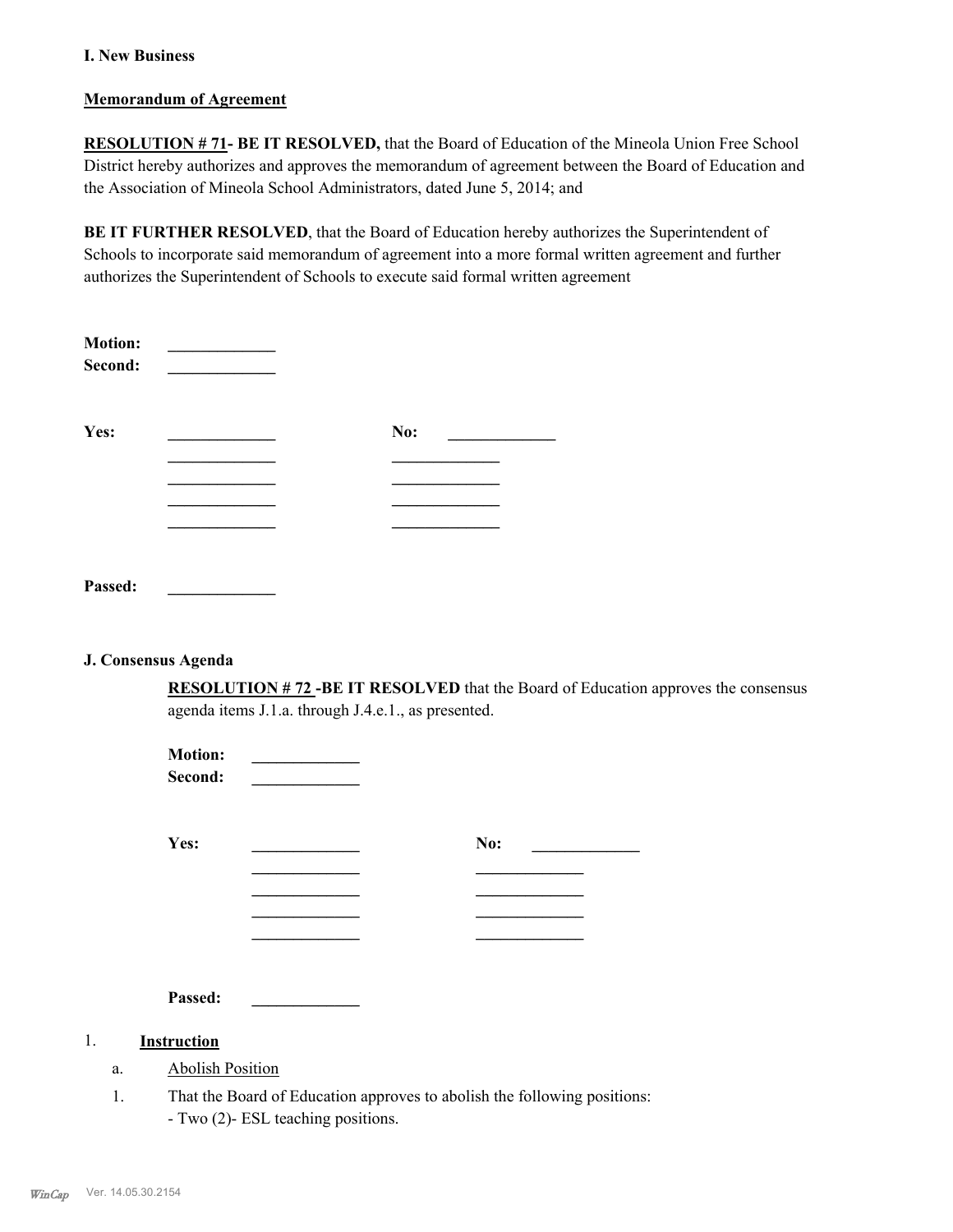## I. New Business

**Memorandum of Agreement**

**RESOLUTION # 71- BE IT RESOLVED,** that the Board of Education of the Mineola Union Free School District hereby authorizes and approves the memorandum of agreement between the Board of Education and the Association of Mineola School Administrators, dated June 5, 2014; and

**BE IT FURTHER RESOLVED**, that the Board of Education hereby authorizes the Superintendent of Schools to incorporate said memorandum of agreement into a more formal written agreement and further authorizes the Superintendent of Schools to execute said formal written agreement

**Motion:** _____________
**Second:** _____________

**Yes:** _____________ **No:** _____________
_____________ _____________
_____________ _____________
_____________ _____________
_____________ _____________

**Passed:** _____________

## J. Consensus Agenda

**RESOLUTION # 72 -BE IT RESOLVED** that the Board of Education approves the consensus agenda items J.1.a. through J.4.e.1., as presented.

**Motion:** _____________
**Second:** _____________

**Yes:** _____________ **No:** _____________
_____________ _____________
_____________ _____________
_____________ _____________
_____________ _____________

**Passed:** _____________

1. **Instruction**

   a. Abolish Position

   1. That the Board of Education approves to abolish the following positions:
      - Two (2)- ESL teaching positions.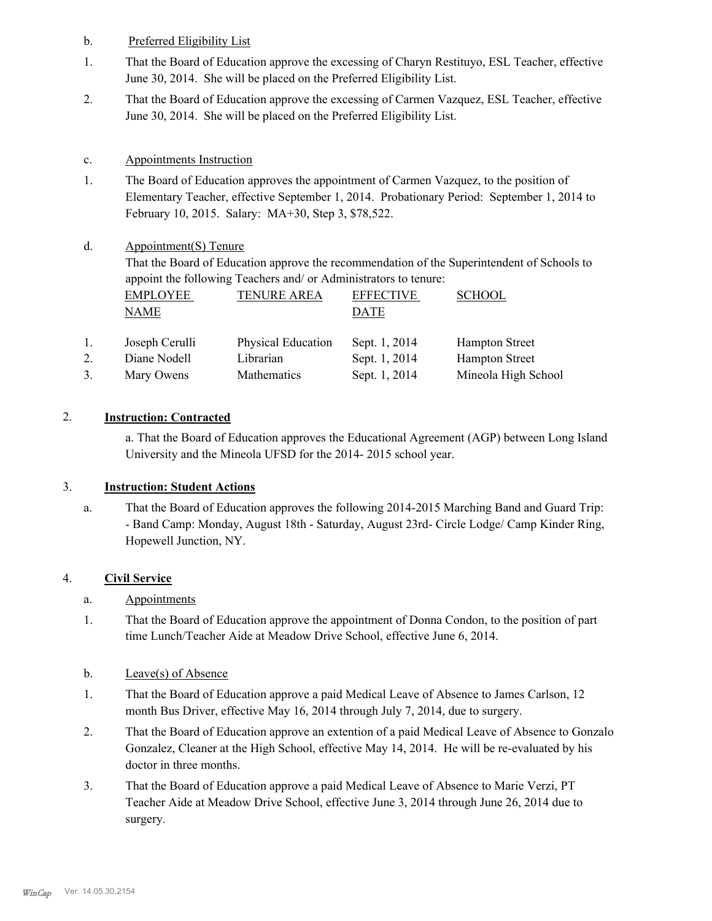b. Preferred Eligibility List

1. That the Board of Education approve the excessing of Charyn Restituyo, ESL Teacher, effective June 30, 2014. She will be placed on the Preferred Eligibility List.
2. That the Board of Education approve the excessing of Carmen Vazquez, ESL Teacher, effective June 30, 2014. She will be placed on the Preferred Eligibility List.

c. Appointments Instruction

1. The Board of Education approves the appointment of Carmen Vazquez, to the position of Elementary Teacher, effective September 1, 2014. Probationary Period: September 1, 2014 to February 10, 2015. Salary: MA+30, Step 3, $78,522.

d. Appointment(S) Tenure

That the Board of Education approve the recommendation of the Superintendent of Schools to appoint the following Teachers and/ or Administrators to tenure:

| | EMPLOYEE NAME | TENURE AREA | EFFECTIVE DATE | SCHOOL |
|---|---|---|---|---|
| 1. | Joseph Cerulli | Physical Education | Sept. 1, 2014 | Hampton Street |
| 2. | Diane Nodell | Librarian | Sept. 1, 2014 | Hampton Street |
| 3. | Mary Owens | Mathematics | Sept. 1, 2014 | Mineola High School |

## 2. **Instruction: Contracted**

a. That the Board of Education approves the Educational Agreement (AGP) between Long Island University and the Mineola UFSD for the 2014- 2015 school year.

## 3. **Instruction: Student Actions**

a. That the Board of Education approves the following 2014-2015 Marching Band and Guard Trip: - Band Camp: Monday, August 18th - Saturday, August 23rd- Circle Lodge/ Camp Kinder Ring, Hopewell Junction, NY.

## 4. **Civil Service**

a. Appointments

1. That the Board of Education approve the appointment of Donna Condon, to the position of part time Lunch/Teacher Aide at Meadow Drive School, effective June 6, 2014.

b. Leave(s) of Absence

1. That the Board of Education approve a paid Medical Leave of Absence to James Carlson, 12 month Bus Driver, effective May 16, 2014 through July 7, 2014, due to surgery.
2. That the Board of Education approve an extention of a paid Medical Leave of Absence to Gonzalo Gonzalez, Cleaner at the High School, effective May 14, 2014. He will be re-evaluated by his doctor in three months.
3. That the Board of Education approve a paid Medical Leave of Absence to Marie Verzi, PT Teacher Aide at Meadow Drive School, effective June 3, 2014 through June 26, 2014 due to surgery.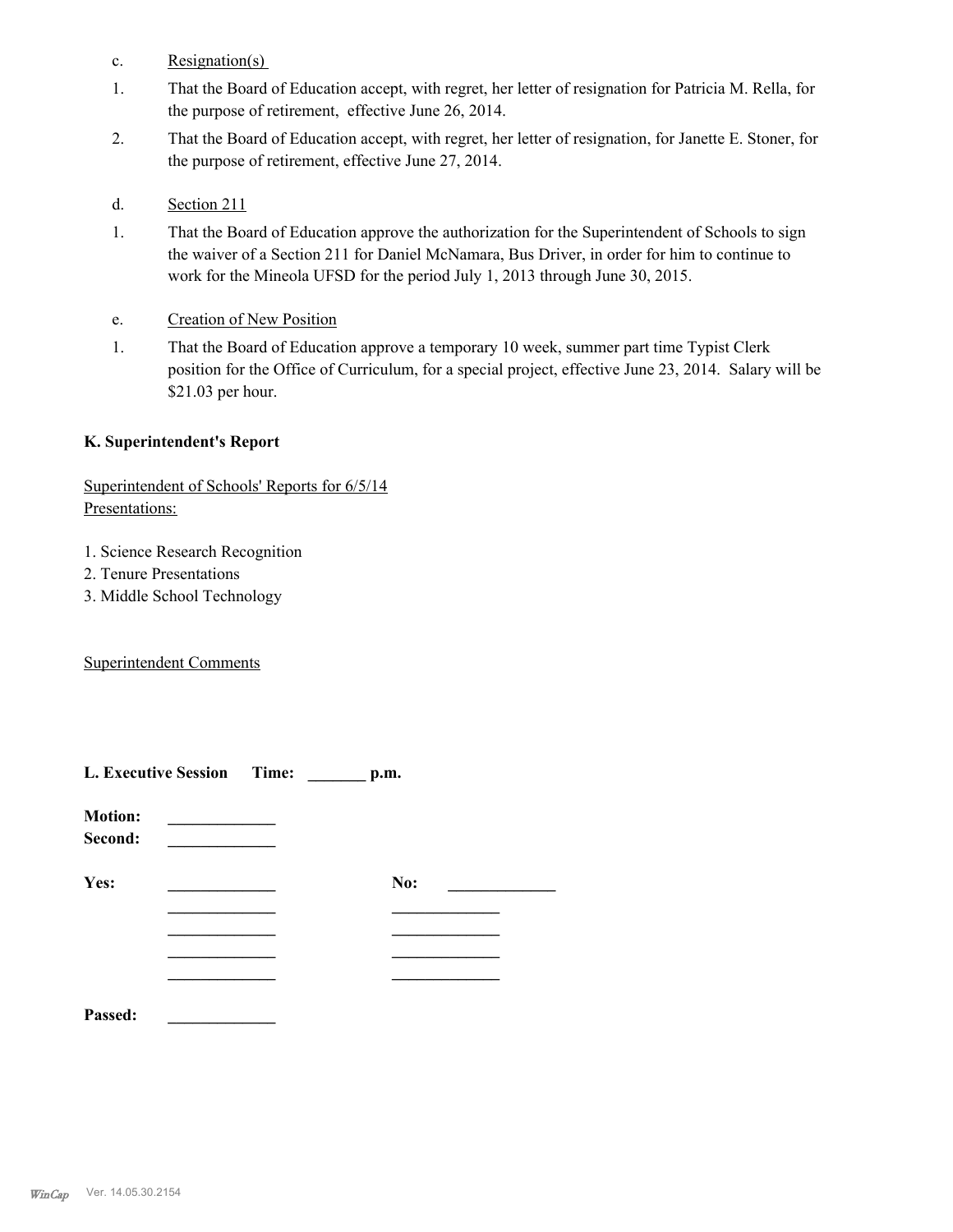c. Resignation(s)

1. That the Board of Education accept, with regret, her letter of resignation for Patricia M. Rella, for the purpose of retirement, effective June 26, 2014.

2. That the Board of Education accept, with regret, her letter of resignation, for Janette E. Stoner, for the purpose of retirement, effective June 27, 2014.

d. Section 211

1. That the Board of Education approve the authorization for the Superintendent of Schools to sign the waiver of a Section 211 for Daniel McNamara, Bus Driver, in order for him to continue to work for the Mineola UFSD for the period July 1, 2013 through June 30, 2015.

e. Creation of New Position

1. That the Board of Education approve a temporary 10 week, summer part time Typist Clerk position for the Office of Curriculum, for a special project, effective June 23, 2014. Salary will be $21.03 per hour.

**K. Superintendent's Report**

Superintendent of Schools' Reports for 6/5/14
Presentations:

1. Science Research Recognition
2. Tenure Presentations
3. Middle School Technology

Superintendent Comments

**L. Executive Session Time: _______ p.m.**

**Motion:** _____________
**Second:** _____________

**Yes:** _____________ **No:** _____________
_____________ _____________
_____________ _____________
_____________ _____________
_____________ _____________

**Passed:** _____________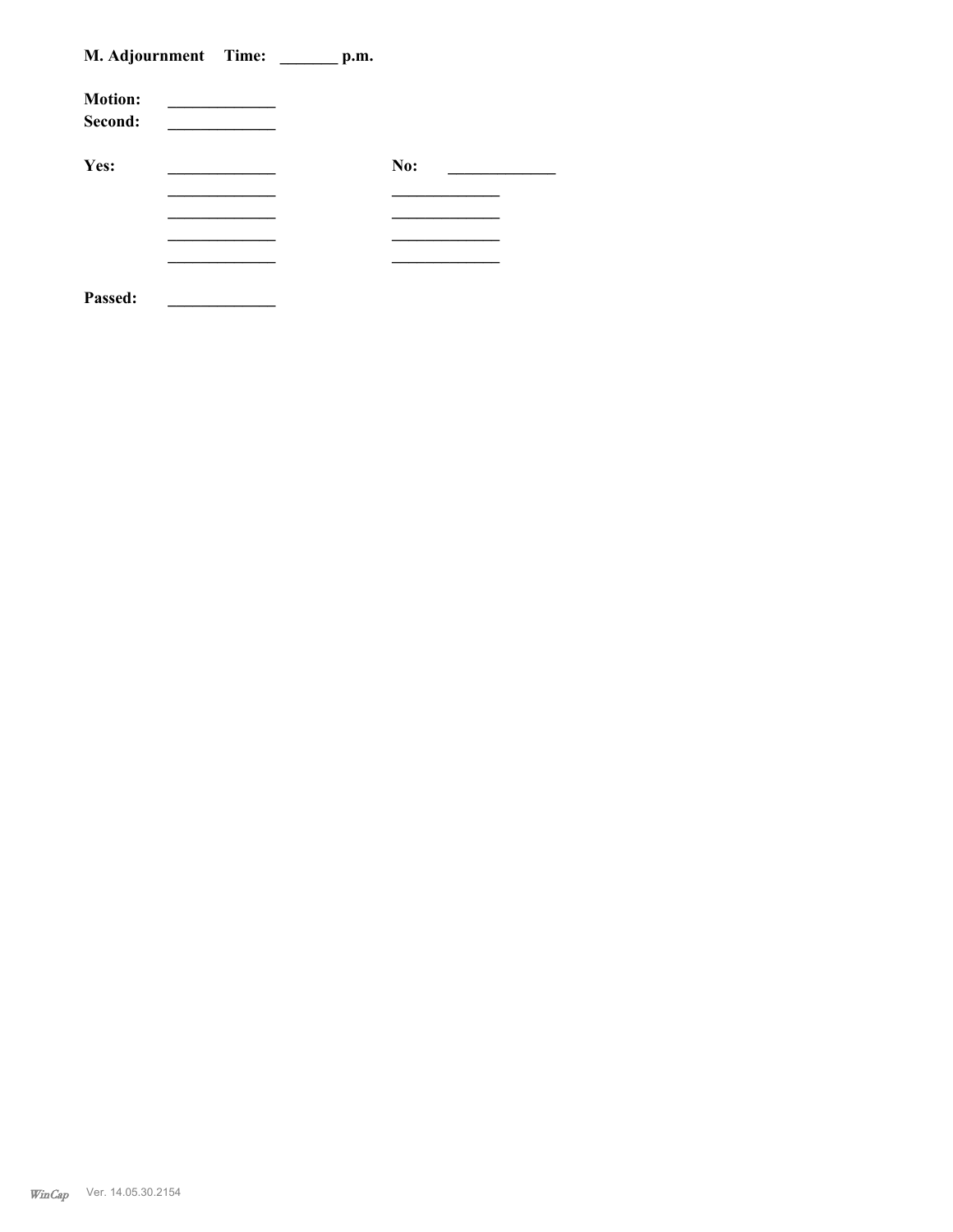**M. Adjournment Time: _______ p.m.**

**Motion:** _____________
**Second:** _____________

| | | | |
|---|---|---|---|
| **Yes:** | _____________ | **No:** | _____________ |
| | _____________ | | _____________ |
| | _____________ | | _____________ |
| | _____________ | | _____________ |
| | _____________ | | _____________ |

**Passed:** _____________

*WinCap* Ver. 14.05.30.2154